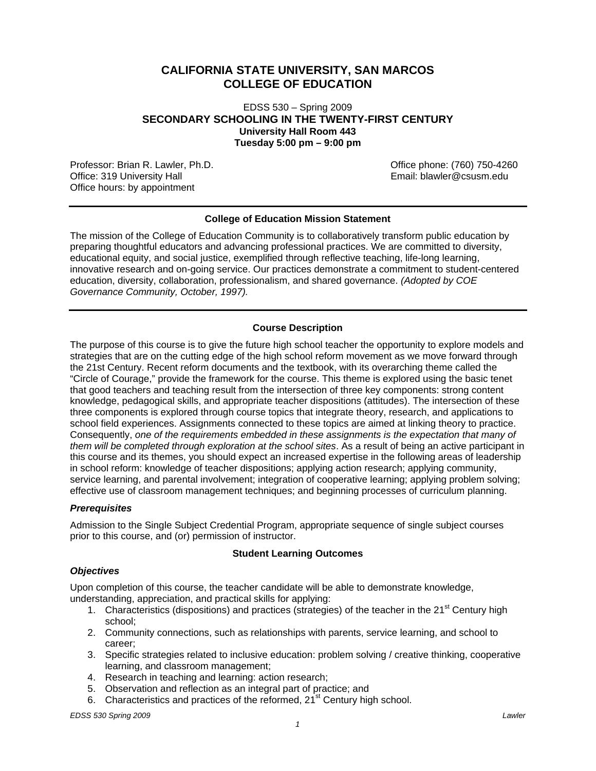# CALIFORNIA STATE UNIVERSITY, SAN MARCOS
# COLLEGE OF EDUCATION

EDSS 530 – Spring 2009

## SECONDARY SCHOOLING IN THE TWENTY-FIRST CENTURY

**University Hall Room 443**
**Tuesday 5:00 pm – 9:00 pm**

Professor: Brian R. Lawler, Ph.D.
Office: 319 University Hall
Office hours: by appointment

Office phone: (760) 750-4260
Email: blawler@csusm.edu

---

### College of Education Mission Statement

The mission of the College of Education Community is to collaboratively transform public education by preparing thoughtful educators and advancing professional practices. We are committed to diversity, educational equity, and social justice, exemplified through reflective teaching, life-long learning, innovative research and on-going service. Our practices demonstrate a commitment to student-centered education, diversity, collaboration, professionalism, and shared governance. *(Adopted by COE Governance Community, October, 1997).*

---

### Course Description

The purpose of this course is to give the future high school teacher the opportunity to explore models and strategies that are on the cutting edge of the high school reform movement as we move forward through the 21st Century. Recent reform documents and the textbook, with its overarching theme called the "Circle of Courage," provide the framework for the course. This theme is explored using the basic tenet that good teachers and teaching result from the intersection of three key components: strong content knowledge, pedagogical skills, and appropriate teacher dispositions (attitudes). The intersection of these three components is explored through course topics that integrate theory, research, and applications to school field experiences. Assignments connected to these topics are aimed at linking theory to practice. Consequently, *one of the requirements embedded in these assignments is the expectation that many of them will be completed through exploration at the school sites*. As a result of being an active participant in this course and its themes, you should expect an increased expertise in the following areas of leadership in school reform: knowledge of teacher dispositions; applying action research; applying community, service learning, and parental involvement; integration of cooperative learning; applying problem solving; effective use of classroom management techniques; and beginning processes of curriculum planning.

#### *Prerequisites*

Admission to the Single Subject Credential Program, appropriate sequence of single subject courses prior to this course, and (or) permission of instructor.

### Student Learning Outcomes

#### *Objectives*

Upon completion of this course, the teacher candidate will be able to demonstrate knowledge, understanding, appreciation, and practical skills for applying:

1. Characteristics (dispositions) and practices (strategies) of the teacher in the 21st Century high school;
2. Community connections, such as relationships with parents, service learning, and school to career;
3. Specific strategies related to inclusive education: problem solving / creative thinking, cooperative learning, and classroom management;
4. Research in teaching and learning: action research;
5. Observation and reflection as an integral part of practice; and
6. Characteristics and practices of the reformed, 21st Century high school.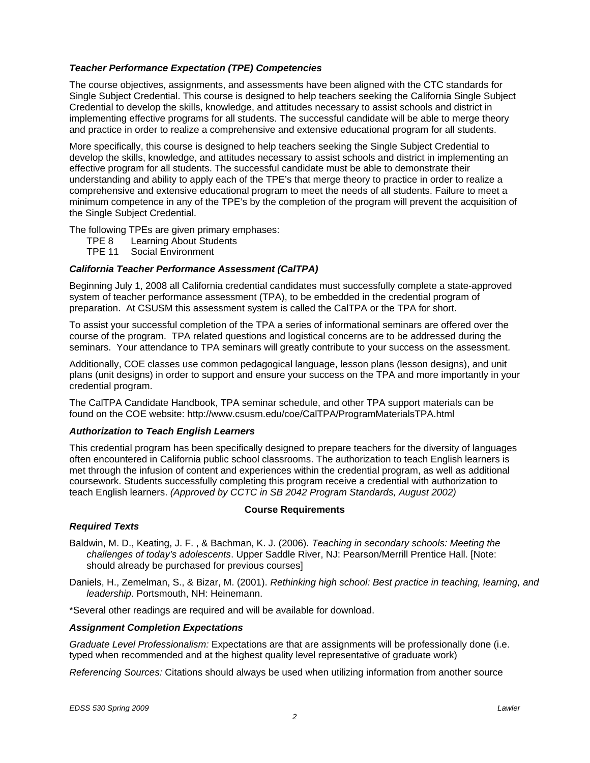### *Teacher Performance Expectation (TPE) Competencies*

The course objectives, assignments, and assessments have been aligned with the CTC standards for Single Subject Credential. This course is designed to help teachers seeking the California Single Subject Credential to develop the skills, knowledge, and attitudes necessary to assist schools and district in implementing effective programs for all students. The successful candidate will be able to merge theory and practice in order to realize a comprehensive and extensive educational program for all students.

More specifically, this course is designed to help teachers seeking the Single Subject Credential to develop the skills, knowledge, and attitudes necessary to assist schools and district in implementing an effective program for all students. The successful candidate must be able to demonstrate their understanding and ability to apply each of the TPE's that merge theory to practice in order to realize a comprehensive and extensive educational program to meet the needs of all students. Failure to meet a minimum competence in any of the TPE's by the completion of the program will prevent the acquisition of the Single Subject Credential.

The following TPEs are given primary emphases:

- TPE 8 Learning About Students
- TPE 11 Social Environment

### *California Teacher Performance Assessment (CalTPA)*

Beginning July 1, 2008 all California credential candidates must successfully complete a state-approved system of teacher performance assessment (TPA), to be embedded in the credential program of preparation. At CSUSM this assessment system is called the CalTPA or the TPA for short.

To assist your successful completion of the TPA a series of informational seminars are offered over the course of the program. TPA related questions and logistical concerns are to be addressed during the seminars. Your attendance to TPA seminars will greatly contribute to your success on the assessment.

Additionally, COE classes use common pedagogical language, lesson plans (lesson designs), and unit plans (unit designs) in order to support and ensure your success on the TPA and more importantly in your credential program.

The CalTPA Candidate Handbook, TPA seminar schedule, and other TPA support materials can be found on the COE website: http://www.csusm.edu/coe/CalTPA/ProgramMaterialsTPA.html

### *Authorization to Teach English Learners*

This credential program has been specifically designed to prepare teachers for the diversity of languages often encountered in California public school classrooms. The authorization to teach English learners is met through the infusion of content and experiences within the credential program, as well as additional coursework. Students successfully completing this program receive a credential with authorization to teach English learners. *(Approved by CCTC in SB 2042 Program Standards, August 2002)*

## Course Requirements

### *Required Texts*

Baldwin, M. D., Keating, J. F. , & Bachman, K. J. (2006). *Teaching in secondary schools: Meeting the challenges of today's adolescents*. Upper Saddle River, NJ: Pearson/Merrill Prentice Hall. [Note: should already be purchased for previous courses]

Daniels, H., Zemelman, S., & Bizar, M. (2001). *Rethinking high school: Best practice in teaching, learning, and leadership*. Portsmouth, NH: Heinemann.

*Several other readings are required and will be available for download.

### *Assignment Completion Expectations*

*Graduate Level Professionalism:* Expectations are that are assignments will be professionally done (i.e. typed when recommended and at the highest quality level representative of graduate work)

*Referencing Sources:* Citations should always be used when utilizing information from another source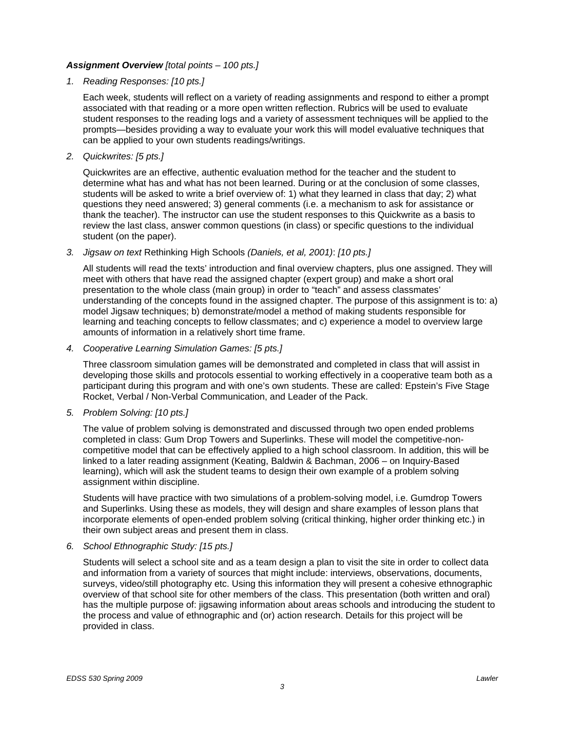***Assignment Overview*** *[total points – 100 pts.]*

1. *Reading Responses: [10 pts.]*

   Each week, students will reflect on a variety of reading assignments and respond to either a prompt associated with that reading or a more open written reflection. Rubrics will be used to evaluate student responses to the reading logs and a variety of assessment techniques will be applied to the prompts—besides providing a way to evaluate your work this will model evaluative techniques that can be applied to your own students readings/writings.

2. *Quickwrites: [5 pts.]*

   Quickwrites are an effective, authentic evaluation method for the teacher and the student to determine what has and what has not been learned. During or at the conclusion of some classes, students will be asked to write a brief overview of: 1) what they learned in class that day; 2) what questions they need answered; 3) general comments (i.e. a mechanism to ask for assistance or thank the teacher). The instructor can use the student responses to this Quickwrite as a basis to review the last class, answer common questions (in class) or specific questions to the individual student (on the paper).

3. *Jigsaw on text* Rethinking High Schools *(Daniels, et al, 2001)*: *[10 pts.]*

   All students will read the texts' introduction and final overview chapters, plus one assigned. They will meet with others that have read the assigned chapter (expert group) and make a short oral presentation to the whole class (main group) in order to "teach" and assess classmates' understanding of the concepts found in the assigned chapter. The purpose of this assignment is to: a) model Jigsaw techniques; b) demonstrate/model a method of making students responsible for learning and teaching concepts to fellow classmates; and c) experience a model to overview large amounts of information in a relatively short time frame.

4. *Cooperative Learning Simulation Games: [5 pts.]*

   Three classroom simulation games will be demonstrated and completed in class that will assist in developing those skills and protocols essential to working effectively in a cooperative team both as a participant during this program and with one's own students. These are called: Epstein's Five Stage Rocket, Verbal / Non-Verbal Communication, and Leader of the Pack.

5. *Problem Solving: [10 pts.]*

   The value of problem solving is demonstrated and discussed through two open ended problems completed in class: Gum Drop Towers and Superlinks. These will model the competitive-non-competitive model that can be effectively applied to a high school classroom. In addition, this will be linked to a later reading assignment (Keating, Baldwin & Bachman, 2006 – on Inquiry-Based learning), which will ask the student teams to design their own example of a problem solving assignment within discipline.

   Students will have practice with two simulations of a problem-solving model, i.e. Gumdrop Towers and Superlinks. Using these as models, they will design and share examples of lesson plans that incorporate elements of open-ended problem solving (critical thinking, higher order thinking etc.) in their own subject areas and present them in class.

6. *School Ethnographic Study: [15 pts.]*

   Students will select a school site and as a team design a plan to visit the site in order to collect data and information from a variety of sources that might include: interviews, observations, documents, surveys, video/still photography etc. Using this information they will present a cohesive ethnographic overview of that school site for other members of the class. This presentation (both written and oral) has the multiple purpose of: jigsawing information about areas schools and introducing the student to the process and value of ethnographic and (or) action research. Details for this project will be provided in class.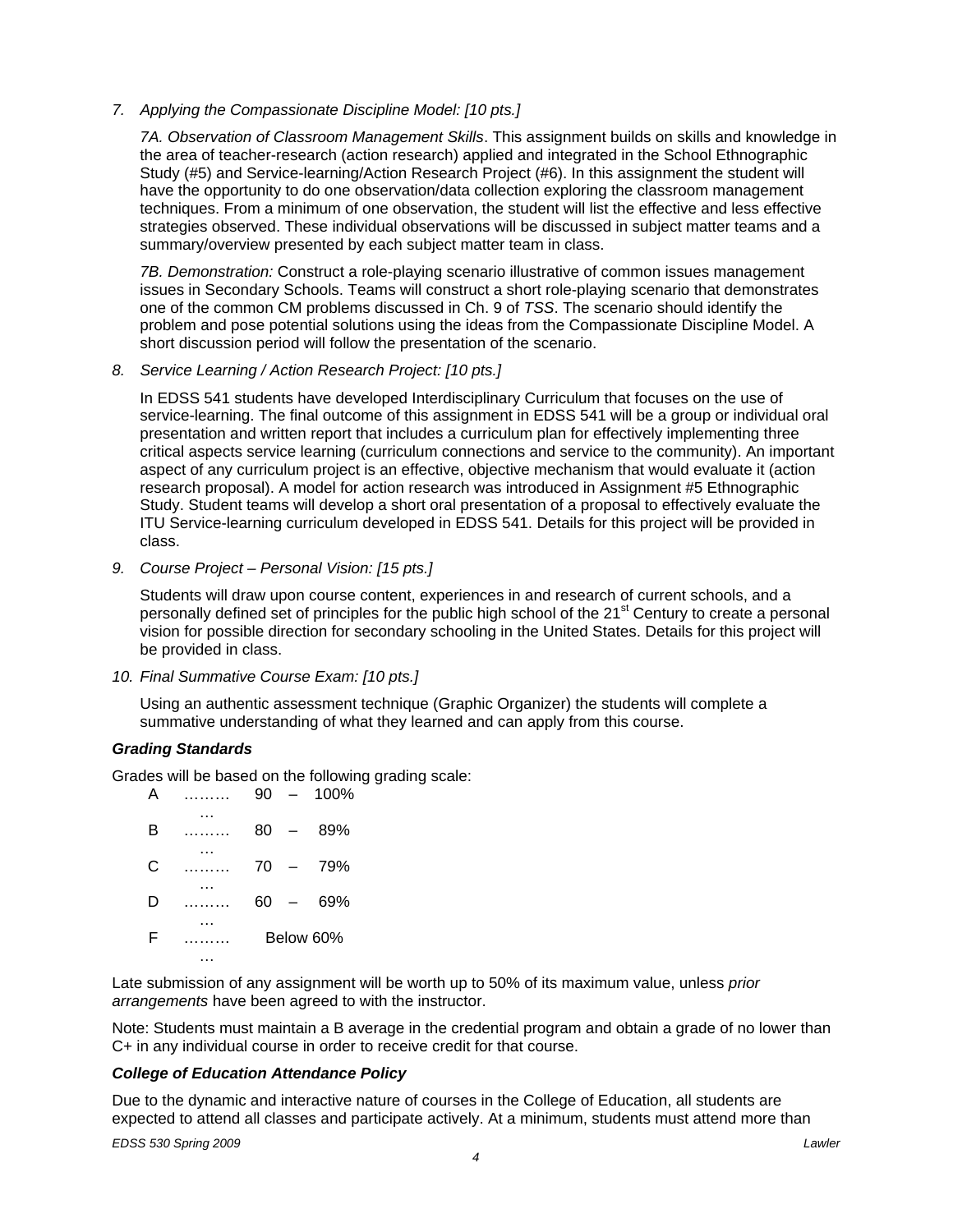7. *Applying the Compassionate Discipline Model: [10 pts.]*

   *7A. Observation of Classroom Management Skills*. This assignment builds on skills and knowledge in the area of teacher-research (action research) applied and integrated in the School Ethnographic Study (#5) and Service-learning/Action Research Project (#6). In this assignment the student will have the opportunity to do one observation/data collection exploring the classroom management techniques. From a minimum of one observation, the student will list the effective and less effective strategies observed. These individual observations will be discussed in subject matter teams and a summary/overview presented by each subject matter team in class.

   *7B. Demonstration:* Construct a role-playing scenario illustrative of common issues management issues in Secondary Schools. Teams will construct a short role-playing scenario that demonstrates one of the common CM problems discussed in Ch. 9 of *TSS*. The scenario should identify the problem and pose potential solutions using the ideas from the Compassionate Discipline Model. A short discussion period will follow the presentation of the scenario.

8. *Service Learning / Action Research Project: [10 pts.]*

   In EDSS 541 students have developed Interdisciplinary Curriculum that focuses on the use of service-learning. The final outcome of this assignment in EDSS 541 will be a group or individual oral presentation and written report that includes a curriculum plan for effectively implementing three critical aspects service learning (curriculum connections and service to the community). An important aspect of any curriculum project is an effective, objective mechanism that would evaluate it (action research proposal). A model for action research was introduced in Assignment #5 Ethnographic Study. Student teams will develop a short oral presentation of a proposal to effectively evaluate the ITU Service-learning curriculum developed in EDSS 541. Details for this project will be provided in class.

9. *Course Project – Personal Vision: [15 pts.]*

   Students will draw upon course content, experiences in and research of current schools, and a personally defined set of principles for the public high school of the 21st Century to create a personal vision for possible direction for secondary schooling in the United States. Details for this project will be provided in class.

10. *Final Summative Course Exam: [10 pts.]*

    Using an authentic assessment technique (Graphic Organizer) the students will complete a summative understanding of what they learned and can apply from this course.

***Grading Standards***

Grades will be based on the following grading scale:

| | | |
|---|---|---|
| A | ………… | 90 – 100% |
| B | ………… | 80 – 89% |
| C | ………… | 70 – 79% |
| D | ………… | 60 – 69% |
| F | ………… | Below 60% |

Late submission of any assignment will be worth up to 50% of its maximum value, unless *prior arrangements* have been agreed to with the instructor.

Note: Students must maintain a B average in the credential program and obtain a grade of no lower than C+ in any individual course in order to receive credit for that course.

***College of Education Attendance Policy***

Due to the dynamic and interactive nature of courses in the College of Education, all students are expected to attend all classes and participate actively. At a minimum, students must attend more than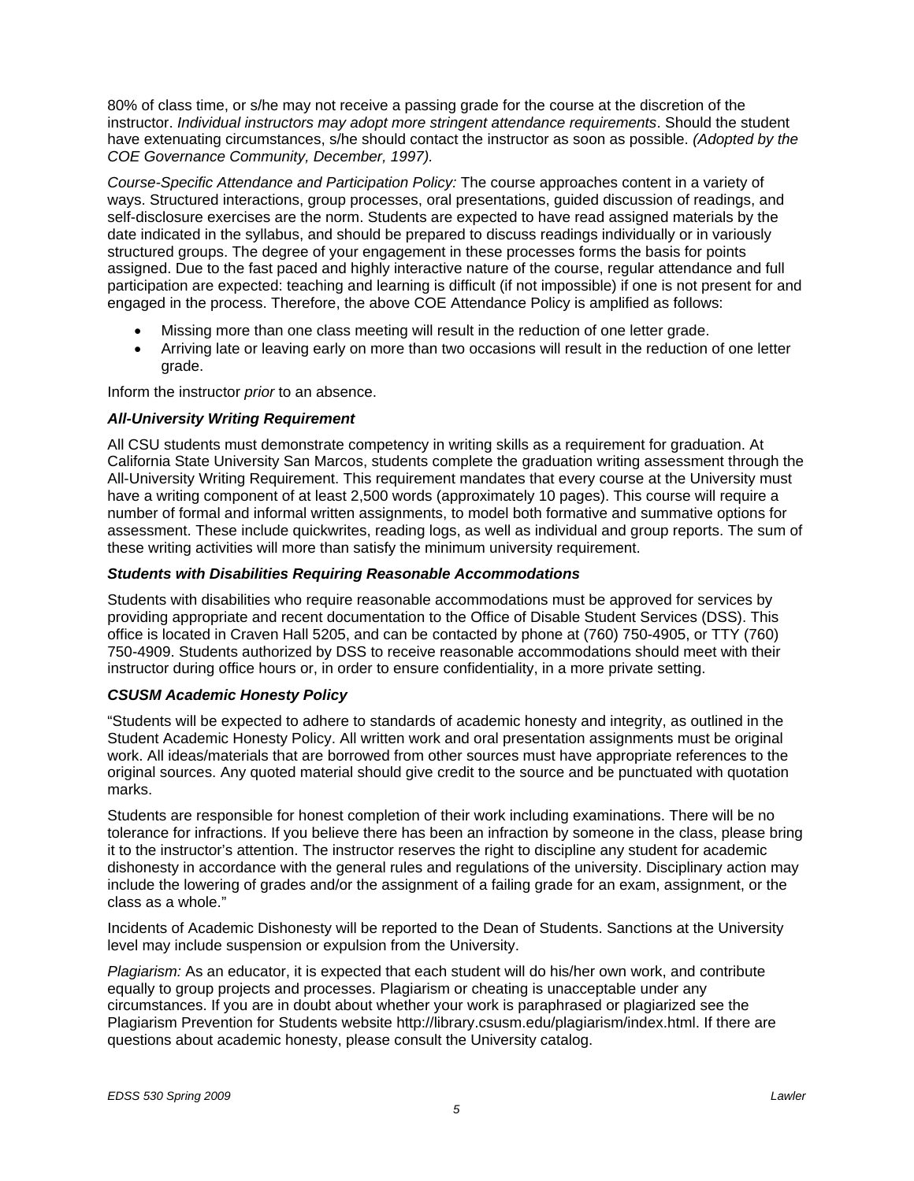80% of class time, or s/he may not receive a passing grade for the course at the discretion of the instructor. *Individual instructors may adopt more stringent attendance requirements*. Should the student have extenuating circumstances, s/he should contact the instructor as soon as possible. *(Adopted by the COE Governance Community, December, 1997).*

*Course-Specific Attendance and Participation Policy:* The course approaches content in a variety of ways. Structured interactions, group processes, oral presentations, guided discussion of readings, and self-disclosure exercises are the norm. Students are expected to have read assigned materials by the date indicated in the syllabus, and should be prepared to discuss readings individually or in variously structured groups. The degree of your engagement in these processes forms the basis for points assigned. Due to the fast paced and highly interactive nature of the course, regular attendance and full participation are expected: teaching and learning is difficult (if not impossible) if one is not present for and engaged in the process. Therefore, the above COE Attendance Policy is amplified as follows:

- Missing more than one class meeting will result in the reduction of one letter grade.
- Arriving late or leaving early on more than two occasions will result in the reduction of one letter grade.

Inform the instructor *prior* to an absence.

### *All-University Writing Requirement*

All CSU students must demonstrate competency in writing skills as a requirement for graduation. At California State University San Marcos, students complete the graduation writing assessment through the All-University Writing Requirement. This requirement mandates that every course at the University must have a writing component of at least 2,500 words (approximately 10 pages). This course will require a number of formal and informal written assignments, to model both formative and summative options for assessment. These include quickwrites, reading logs, as well as individual and group reports. The sum of these writing activities will more than satisfy the minimum university requirement.

### *Students with Disabilities Requiring Reasonable Accommodations*

Students with disabilities who require reasonable accommodations must be approved for services by providing appropriate and recent documentation to the Office of Disable Student Services (DSS). This office is located in Craven Hall 5205, and can be contacted by phone at (760) 750-4905, or TTY (760) 750-4909. Students authorized by DSS to receive reasonable accommodations should meet with their instructor during office hours or, in order to ensure confidentiality, in a more private setting.

### *CSUSM Academic Honesty Policy*

"Students will be expected to adhere to standards of academic honesty and integrity, as outlined in the Student Academic Honesty Policy. All written work and oral presentation assignments must be original work. All ideas/materials that are borrowed from other sources must have appropriate references to the original sources. Any quoted material should give credit to the source and be punctuated with quotation marks.

Students are responsible for honest completion of their work including examinations. There will be no tolerance for infractions. If you believe there has been an infraction by someone in the class, please bring it to the instructor's attention. The instructor reserves the right to discipline any student for academic dishonesty in accordance with the general rules and regulations of the university. Disciplinary action may include the lowering of grades and/or the assignment of a failing grade for an exam, assignment, or the class as a whole."

Incidents of Academic Dishonesty will be reported to the Dean of Students. Sanctions at the University level may include suspension or expulsion from the University.

*Plagiarism:* As an educator, it is expected that each student will do his/her own work, and contribute equally to group projects and processes. Plagiarism or cheating is unacceptable under any circumstances. If you are in doubt about whether your work is paraphrased or plagiarized see the Plagiarism Prevention for Students website http://library.csusm.edu/plagiarism/index.html. If there are questions about academic honesty, please consult the University catalog.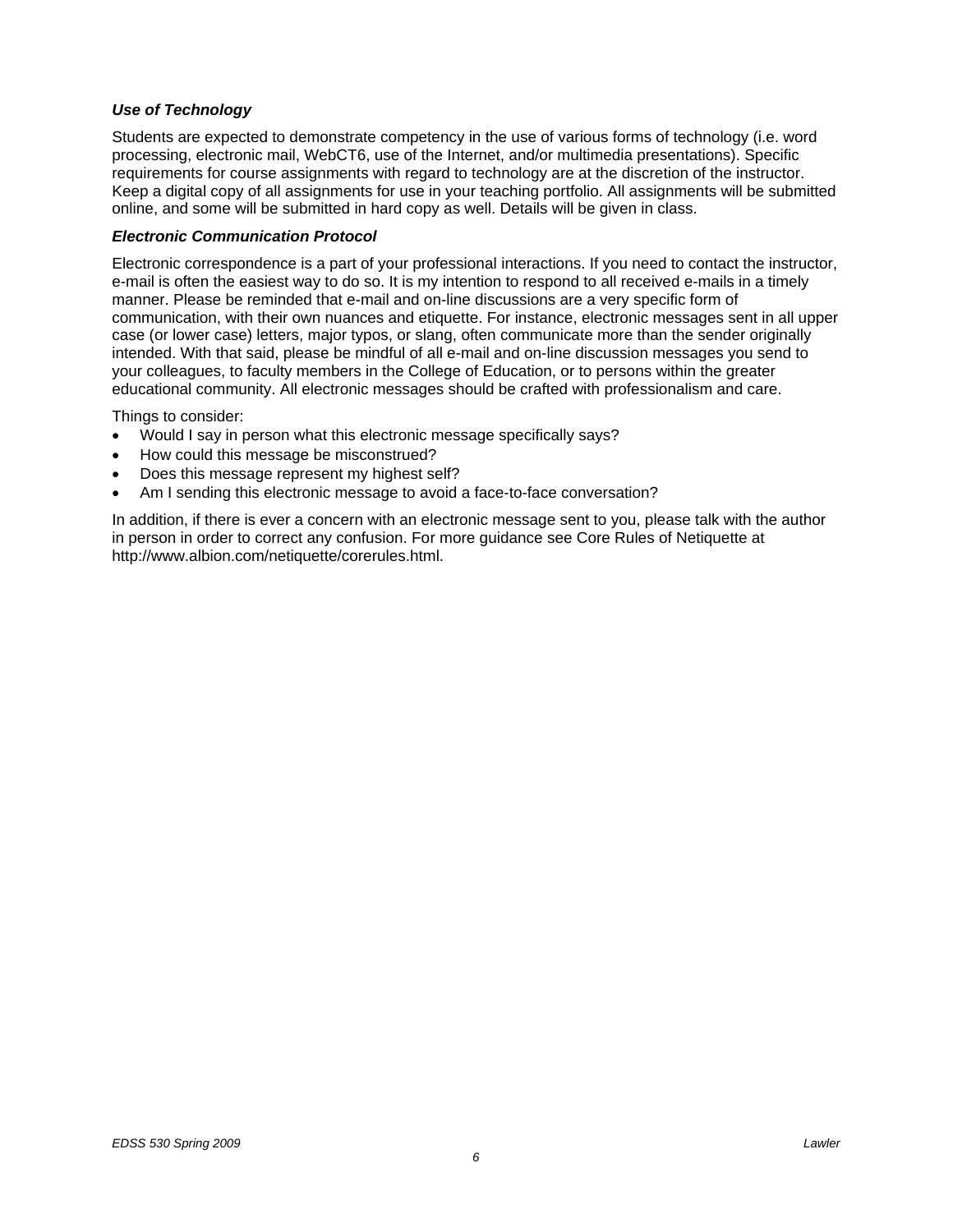### *Use of Technology*

Students are expected to demonstrate competency in the use of various forms of technology (i.e. word processing, electronic mail, WebCT6, use of the Internet, and/or multimedia presentations). Specific requirements for course assignments with regard to technology are at the discretion of the instructor. Keep a digital copy of all assignments for use in your teaching portfolio. All assignments will be submitted online, and some will be submitted in hard copy as well. Details will be given in class.

### *Electronic Communication Protocol*

Electronic correspondence is a part of your professional interactions. If you need to contact the instructor, e-mail is often the easiest way to do so. It is my intention to respond to all received e-mails in a timely manner. Please be reminded that e-mail and on-line discussions are a very specific form of communication, with their own nuances and etiquette. For instance, electronic messages sent in all upper case (or lower case) letters, major typos, or slang, often communicate more than the sender originally intended. With that said, please be mindful of all e-mail and on-line discussion messages you send to your colleagues, to faculty members in the College of Education, or to persons within the greater educational community. All electronic messages should be crafted with professionalism and care.

Things to consider:

- Would I say in person what this electronic message specifically says?
- How could this message be misconstrued?
- Does this message represent my highest self?
- Am I sending this electronic message to avoid a face-to-face conversation?

In addition, if there is ever a concern with an electronic message sent to you, please talk with the author in person in order to correct any confusion. For more guidance see Core Rules of Netiquette at http://www.albion.com/netiquette/corerules.html.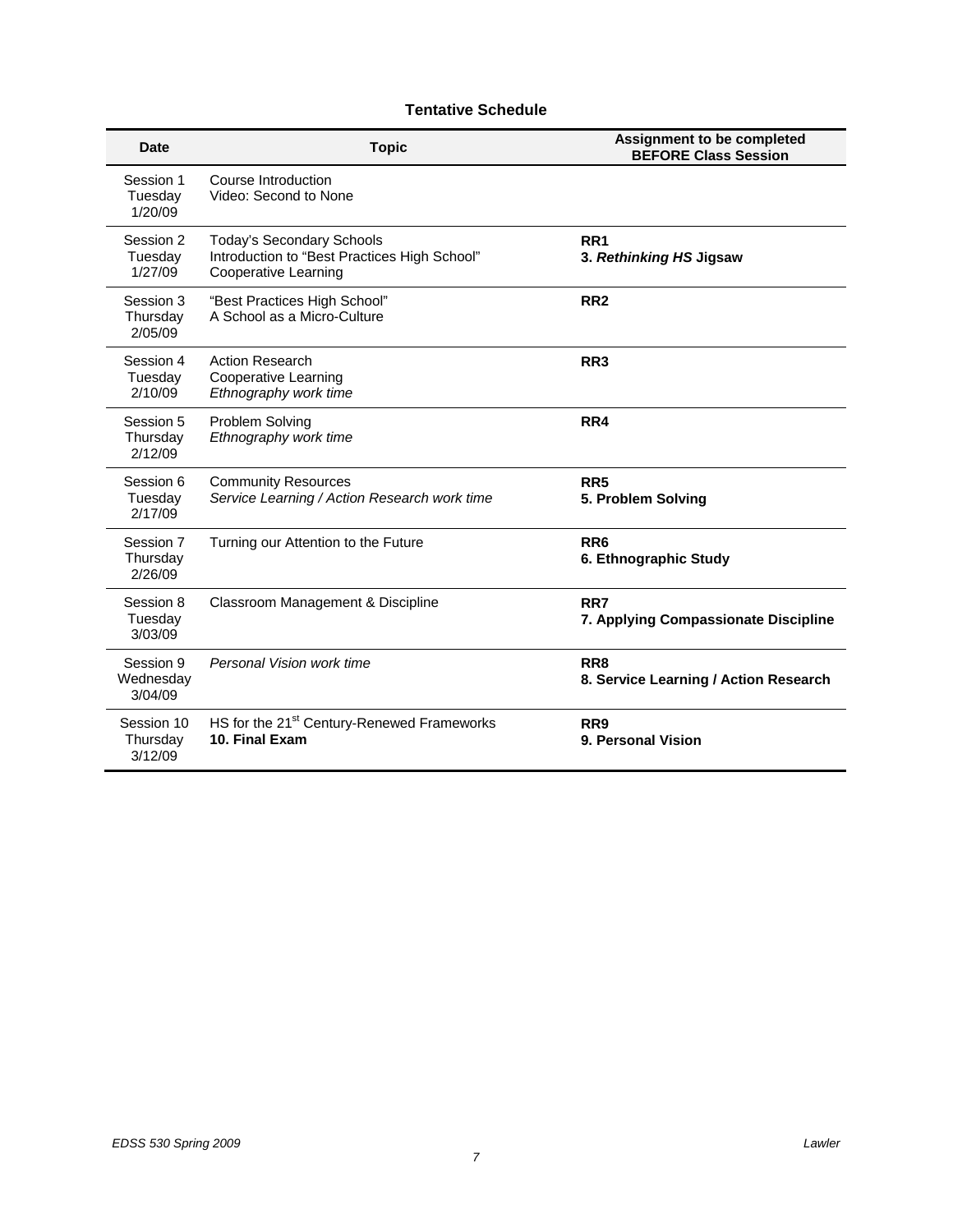## Tentative Schedule

| Date | Topic | Assignment to be completed BEFORE Class Session |
|---|---|---|
| Session 1 Tuesday 1/20/09 | Course Introduction<br>Video: Second to None | |
| Session 2 Tuesday 1/27/09 | Today's Secondary Schools<br>Introduction to "Best Practices High School"<br>Cooperative Learning | **RR1**<br>**3. *Rethinking HS* Jigsaw** |
| Session 3 Thursday 2/05/09 | "Best Practices High School"<br>A School as a Micro-Culture | **RR2** |
| Session 4 Tuesday 2/10/09 | Action Research<br>Cooperative Learning<br>*Ethnography work time* | **RR3** |
| Session 5 Thursday 2/12/09 | Problem Solving<br>*Ethnography work time* | **RR4** |
| Session 6 Tuesday 2/17/09 | Community Resources<br>*Service Learning / Action Research work time* | **RR5**<br>**5. Problem Solving** |
| Session 7 Thursday 2/26/09 | Turning our Attention to the Future | **RR6**<br>**6. Ethnographic Study** |
| Session 8 Tuesday 3/03/09 | Classroom Management & Discipline | **RR7**<br>**7. Applying Compassionate Discipline** |
| Session 9 Wednesday 3/04/09 | *Personal Vision work time* | **RR8**<br>**8. Service Learning / Action Research** |
| Session 10 Thursday 3/12/09 | HS for the 21st Century-Renewed Frameworks<br>**10. Final Exam** | **RR9**<br>**9. Personal Vision** |